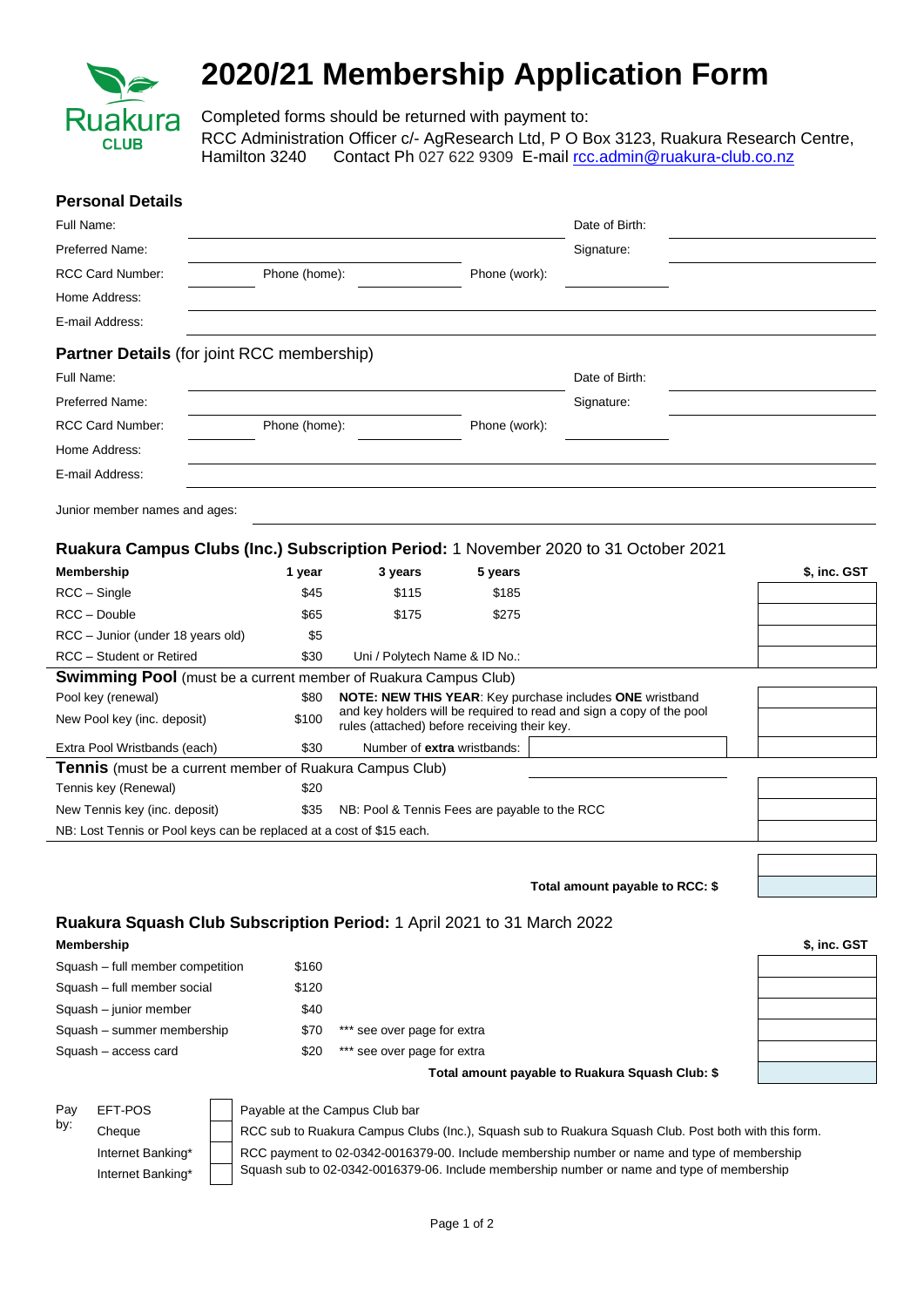Ruakura CLUB

# 2020/21 Membership Application Form

Completed forms should be returned with payment to:
RCC Administration Officer c/- AgResearch Ltd, P O Box 3123, Ruakura Research Centre, Hamilton 3240 Contact Ph 027 622 9309 E-mail rcc.admin@ruakura-club.co.nz

## Personal Details

Full Name: ______________________ Date of Birth: ______________________

Preferred Name: ______________________ Signature: ______________________

RCC Card Number: ________ Phone (home): ________ Phone (work): ________

Home Address: ______________________

E-mail Address: ______________________

## Partner Details (for joint RCC membership)

Full Name: ______________________ Date of Birth: ______________________

Preferred Name: ______________________ Signature: ______________________

RCC Card Number: ________ Phone (home): ________ Phone (work): ________

Home Address: ______________________

E-mail Address: ______________________

Junior member names and ages: ______________________

## Ruakura Campus Clubs (Inc.) Subscription Period: 1 November 2020 to 31 October 2021

| Membership | 1 year | 3 years | 5 years | $, inc. GST |
|---|---|---|---|---|
| RCC – Single | $45 | $115 | $185 | |
| RCC – Double | $65 | $175 | $275 | |
| RCC – Junior (under 18 years old) | $5 | | | |
| RCC – Student or Retired | $30 | Uni / Polytech Name & ID No.: | | |
| **Swimming Pool** (must be a current member of Ruakura Campus Club) | | | | |
| Pool key (renewal) | $80 | **NOTE: NEW THIS YEAR**: Key purchase includes **ONE** wristband and key holders will be required to read and sign a copy of the pool rules (attached) before receiving their key. | | |
| New Pool key (inc. deposit) | $100 | | | |
| Extra Pool Wristbands (each) | $30 | Number of **extra** wristbands: | | |
| **Tennis** (must be a current member of Ruakura Campus Club) | | | | |
| Tennis key (Renewal) | $20 | | | |
| New Tennis key (inc. deposit) | $35 | NB: Pool & Tennis Fees are payable to the RCC | | |
| NB: Lost Tennis or Pool keys can be replaced at a cost of $15 each. | | | | |

**Total amount payable to RCC: $** ________

## Ruakura Squash Club Subscription Period: 1 April 2021 to 31 March 2022

| Membership | | | $, inc. GST |
|---|---|---|---|
| Squash – full member competition | $160 | | |
| Squash – full member social | $120 | | |
| Squash – junior member | $40 | | |
| Squash – summer membership | $70 | *** see over page for extra | |
| Squash – access card | $20 | *** see over page for extra | |

**Total amount payable to Ruakura Squash Club: $** ________

Pay by:

| | ☐ | |
|---|---|---|
| EFT-POS | ☐ | Payable at the Campus Club bar |
| Cheque | ☐ | RCC sub to Ruakura Campus Clubs (Inc.), Squash sub to Ruakura Squash Club. Post both with this form. |
| Internet Banking* | ☐ | RCC payment to 02-0342-0016379-00. Include membership number or name and type of membership |
| Internet Banking* | ☐ | Squash sub to 02-0342-0016379-06. Include membership number or name and type of membership |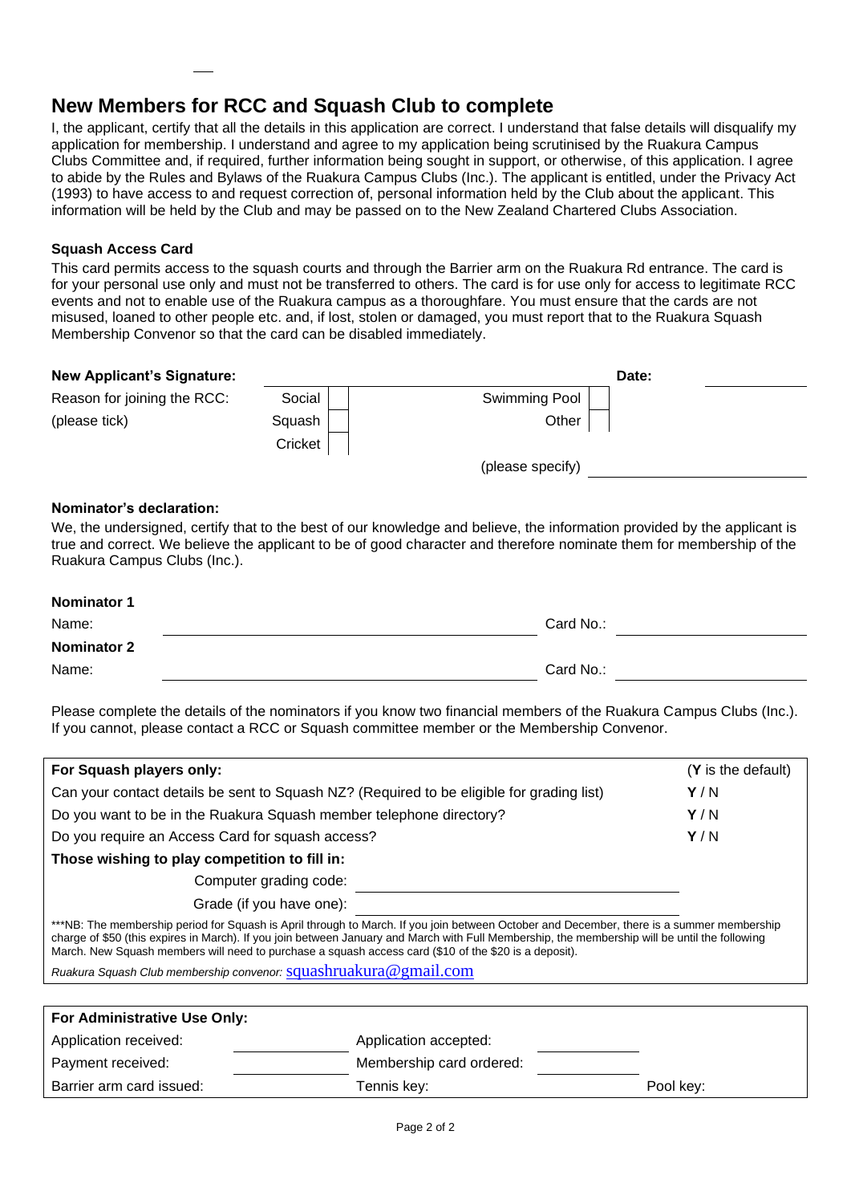# New Members for RCC and Squash Club to complete

I, the applicant, certify that all the details in this application are correct. I understand that false details will disqualify my application for membership. I understand and agree to my application being scrutinised by the Ruakura Campus Clubs Committee and, if required, further information being sought in support, or otherwise, of this application. I agree to abide by the Rules and Bylaws of the Ruakura Campus Clubs (Inc.). The applicant is entitled, under the Privacy Act (1993) to have access to and request correction of, personal information held by the Club about the applicant. This information will be held by the Club and may be passed on to the New Zealand Chartered Clubs Association.

### Squash Access Card

This card permits access to the squash courts and through the Barrier arm on the Ruakura Rd entrance. The card is for your personal use only and must not be transferred to others. The card is for use only for access to legitimate RCC events and not to enable use of the Ruakura campus as a thoroughfare. You must ensure that the cards are not misused, loaned to other people etc. and, if lost, stolen or damaged, you must report that to the Ruakura Squash Membership Convenor so that the card can be disabled immediately.

**New Applicant's Signature:** ____________________ **Date:** ____________

| | | | | |
|---|---|---|---|---|
| Reason for joining the RCC: | Social | ☐ | Swimming Pool | ☐ |
| (please tick) | Squash | ☐ | Other | ☐ |
| | Cricket | ☐ | | |
| | | | (please specify) | ____________ |

### Nominator's declaration:

We, the undersigned, certify that to the best of our knowledge and believe, the information provided by the applicant is true and correct. We believe the applicant to be of good character and therefore nominate them for membership of the Ruakura Campus Clubs (Inc.).

**Nominator 1**

Name: ______________________________ Card No.: ____________

**Nominator 2**

Name: ______________________________ Card No.: ____________

Please complete the details of the nominators if you know two financial members of the Ruakura Campus Clubs (Inc.). If you cannot, please contact a RCC or Squash committee member or the Membership Convenor.

| **For Squash players only:** | (**Y** is the default) |
|---|---|
| Can your contact details be sent to Squash NZ? (Required to be eligible for grading list) | **Y** / N |
| Do you want to be in the Ruakura Squash member telephone directory? | **Y** / N |
| Do you require an Access Card for squash access? | **Y** / N |
| **Those wishing to play competition to fill in:** | |
| Computer grading code: ____________ | |
| Grade (if you have one): ____________ | |

***NB: The membership period for Squash is April through to March. If you join between October and December, there is a summer membership charge of $50 (this expires in March). If you join between January and March with Full Membership, the membership will be until the following March. New Squash members will need to purchase a squash access card ($10 of the $20 is a deposit).

*Ruakura Squash Club membership convenor:* squashruakura@gmail.com

| **For Administrative Use Only:** | | | | |
|---|---|---|---|---|
| Application received: | ____________ | Application accepted: | ____________ | |
| Payment received: | ____________ | Membership card ordered: | ____________ | |
| Barrier arm card issued: | | Tennis key: | | Pool key: |